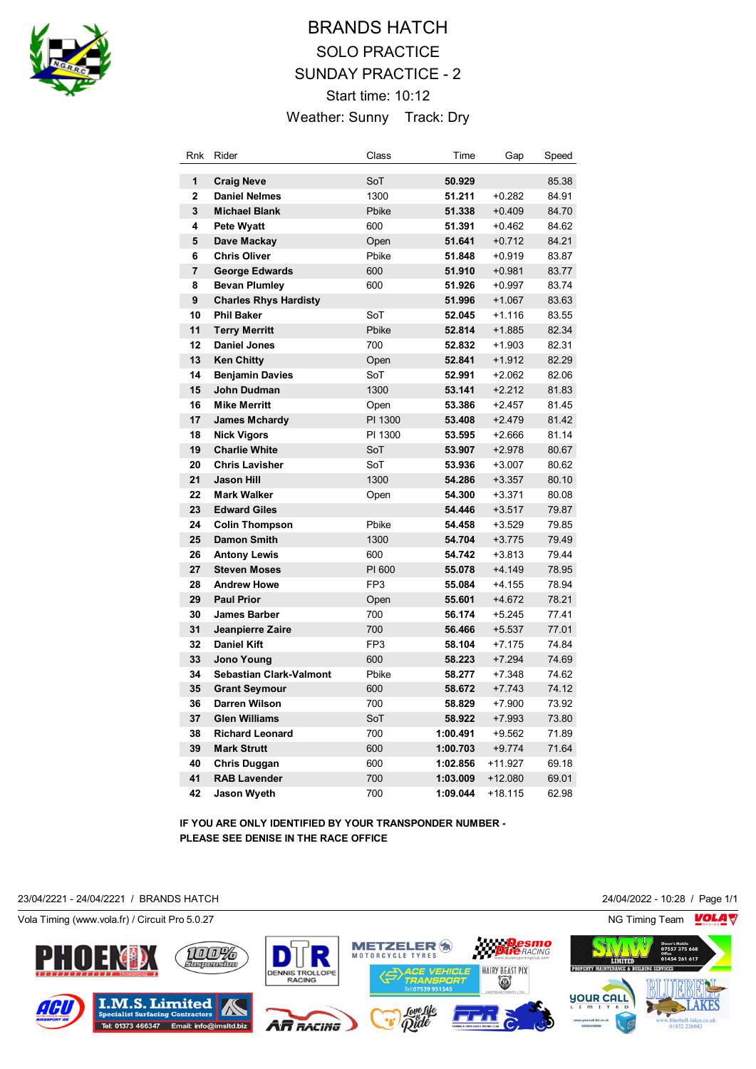# BRANDS HATCH

## SOLO PRACTICE

## SUNDAY PRACTICE - 2

Start time: 10:12

Weather: Sunny Track: Dry

| Rnk | Rider | Class | Time | Gap | Speed |
|---|---|---|---|---|---|
| 1 | **Craig Neve** | SoT | **50.929** | | 85.38 |
| 2 | **Daniel Nelmes** | 1300 | **51.211** | +0.282 | 84.91 |
| 3 | **Michael Blank** | Pbike | **51.338** | +0.409 | 84.70 |
| 4 | **Pete Wyatt** | 600 | **51.391** | +0.462 | 84.62 |
| 5 | **Dave Mackay** | Open | **51.641** | +0.712 | 84.21 |
| 6 | **Chris Oliver** | Pbike | **51.848** | +0.919 | 83.87 |
| 7 | **George Edwards** | 600 | **51.910** | +0.981 | 83.77 |
| 8 | **Bevan Plumley** | 600 | **51.926** | +0.997 | 83.74 |
| 9 | **Charles Rhys Hardisty** | | **51.996** | +1.067 | 83.63 |
| 10 | **Phil Baker** | SoT | **52.045** | +1.116 | 83.55 |
| 11 | **Terry Merritt** | Pbike | **52.814** | +1.885 | 82.34 |
| 12 | **Daniel Jones** | 700 | **52.832** | +1.903 | 82.31 |
| 13 | **Ken Chitty** | Open | **52.841** | +1.912 | 82.29 |
| 14 | **Benjamin Davies** | SoT | **52.991** | +2.062 | 82.06 |
| 15 | **John Dudman** | 1300 | **53.141** | +2.212 | 81.83 |
| 16 | **Mike Merritt** | Open | **53.386** | +2.457 | 81.45 |
| 17 | **James Mchardy** | PI 1300 | **53.408** | +2.479 | 81.42 |
| 18 | **Nick Vigors** | PI 1300 | **53.595** | +2.666 | 81.14 |
| 19 | **Charlie White** | SoT | **53.907** | +2.978 | 80.67 |
| 20 | **Chris Lavisher** | SoT | **53.936** | +3.007 | 80.62 |
| 21 | **Jason Hill** | 1300 | **54.286** | +3.357 | 80.10 |
| 22 | **Mark Walker** | Open | **54.300** | +3.371 | 80.08 |
| 23 | **Edward Giles** | | **54.446** | +3.517 | 79.87 |
| 24 | **Colin Thompson** | Pbike | **54.458** | +3.529 | 79.85 |
| 25 | **Damon Smith** | 1300 | **54.704** | +3.775 | 79.49 |
| 26 | **Antony Lewis** | 600 | **54.742** | +3.813 | 79.44 |
| 27 | **Steven Moses** | PI 600 | **55.078** | +4.149 | 78.95 |
| 28 | **Andrew Howe** | FP3 | **55.084** | +4.155 | 78.94 |
| 29 | **Paul Prior** | Open | **55.601** | +4.672 | 78.21 |
| 30 | **James Barber** | 700 | **56.174** | +5.245 | 77.41 |
| 31 | **Jeanpierre Zaire** | 700 | **56.466** | +5.537 | 77.01 |
| 32 | **Daniel Kift** | FP3 | **58.104** | +7.175 | 74.84 |
| 33 | **Jono Young** | 600 | **58.223** | +7.294 | 74.69 |
| 34 | **Sebastian Clark-Valmont** | Pbike | **58.277** | +7.348 | 74.62 |
| 35 | **Grant Seymour** | 600 | **58.672** | +7.743 | 74.12 |
| 36 | **Darren Wilson** | 700 | **58.829** | +7.900 | 73.92 |
| 37 | **Glen Williams** | SoT | **58.922** | +7.993 | 73.80 |
| 38 | **Richard Leonard** | 700 | **1:00.491** | +9.562 | 71.89 |
| 39 | **Mark Strutt** | 600 | **1:00.703** | +9.774 | 71.64 |
| 40 | **Chris Duggan** | 600 | **1:02.856** | +11.927 | 69.18 |
| 41 | **RAB Lavender** | 700 | **1:03.009** | +12.080 | 69.01 |
| 42 | **Jason Wyeth** | 700 | **1:09.044** | +18.115 | 62.98 |

**IF YOU ARE ONLY IDENTIFIED BY YOUR TRANSPONDER NUMBER - PLEASE SEE DENISE IN THE RACE OFFICE**

23/04/2221 - 24/04/2221 / BRANDS HATCH

24/04/2022 - 10:28

Vola Timing (www.vola.fr) / Circuit Pro 5.0.27

NG Timing Team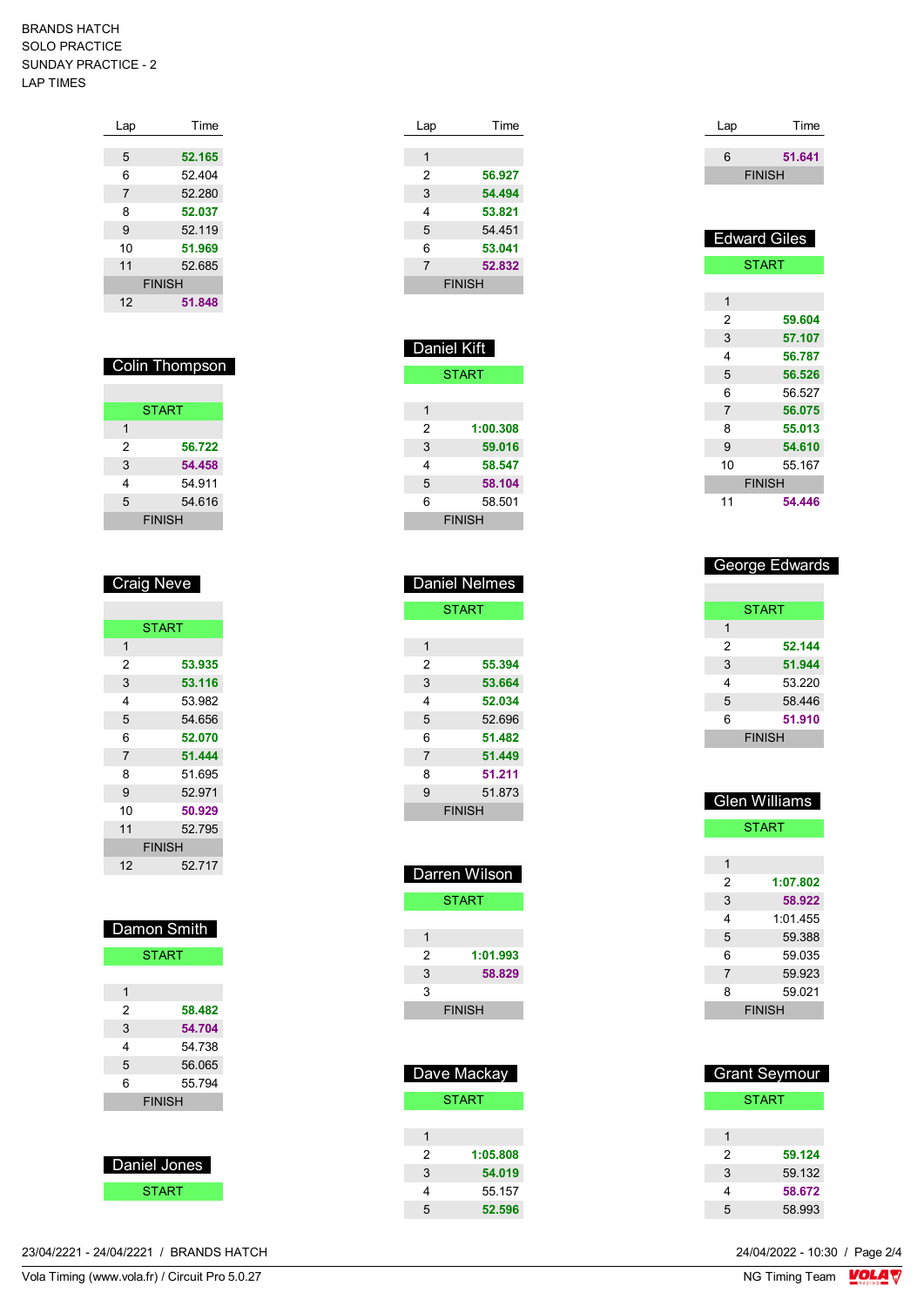BRANDS HATCH
SOLO PRACTICE
SUNDAY PRACTICE - 2
LAP TIMES

| Lap | Time |
|---|---|
| 5 | 52.165 |
| 6 | 52.404 |
| 7 | 52.280 |
| 8 | 52.037 |
| 9 | 52.119 |
| 10 | 51.969 |
| 11 | 52.685 |
| FINISH | |
| 12 | 51.848 |

## Colin Thompson

| Lap | Time |
|---|---|
| START | |
| 1 | |
| 2 | 56.722 |
| 3 | 54.458 |
| 4 | 54.911 |
| 5 | 54.616 |
| FINISH | |

## Craig Neve

| Lap | Time |
|---|---|
| START | |
| 1 | |
| 2 | 53.935 |
| 3 | 53.116 |
| 4 | 53.982 |
| 5 | 54.656 |
| 6 | 52.070 |
| 7 | 51.444 |
| 8 | 51.695 |
| 9 | 52.971 |
| 10 | 50.929 |
| 11 | 52.795 |
| FINISH | |
| 12 | 52.717 |

## Damon Smith

| Lap | Time |
|---|---|
| START | |
| 1 | |
| 2 | 58.482 |
| 3 | 54.704 |
| 4 | 54.738 |
| 5 | 56.065 |
| 6 | 55.794 |
| FINISH | |

## Daniel Jones

| Lap | Time |
|---|---|
| START | |
| 1 | |
| 2 | 56.927 |
| 3 | 54.494 |
| 4 | 53.821 |
| 5 | 54.451 |
| 6 | 53.041 |
| 7 | 52.832 |
| FINISH | |

## Daniel Kift

| Lap | Time |
|---|---|
| START | |
| 1 | |
| 2 | 1:00.308 |
| 3 | 59.016 |
| 4 | 58.547 |
| 5 | 58.104 |
| 6 | 58.501 |
| FINISH | |

## Daniel Nelmes

| Lap | Time |
|---|---|
| START | |
| 1 | |
| 2 | 55.394 |
| 3 | 53.664 |
| 4 | 52.034 |
| 5 | 52.696 |
| 6 | 51.482 |
| 7 | 51.449 |
| 8 | 51.211 |
| 9 | 51.873 |
| FINISH | |

## Darren Wilson

| Lap | Time |
|---|---|
| START | |
| 1 | |
| 2 | 1:01.993 |
| 3 | 58.829 |
| 3 | |
| FINISH | |

## Dave Mackay

| Lap | Time |
|---|---|
| START | |
| 1 | |
| 2 | 1:05.808 |
| 3 | 54.019 |
| 4 | 55.157 |
| 5 | 52.596 |

| Lap | Time |
|---|---|
| 6 | 51.641 |
| FINISH | |

## Edward Giles

| Lap | Time |
|---|---|
| START | |
| 1 | |
| 2 | 59.604 |
| 3 | 57.107 |
| 4 | 56.787 |
| 5 | 56.526 |
| 6 | 56.527 |
| 7 | 56.075 |
| 8 | 55.013 |
| 9 | 54.610 |
| 10 | 55.167 |
| FINISH | |
| 11 | 54.446 |

## George Edwards

| Lap | Time |
|---|---|
| START | |
| 1 | |
| 2 | 52.144 |
| 3 | 51.944 |
| 4 | 53.220 |
| 5 | 58.446 |
| 6 | 51.910 |
| FINISH | |

## Glen Williams

| Lap | Time |
|---|---|
| START | |
| 1 | |
| 2 | 1:07.802 |
| 3 | 58.922 |
| 4 | 1:01.455 |
| 5 | 59.388 |
| 6 | 59.035 |
| 7 | 59.923 |
| 8 | 59.021 |
| FINISH | |

## Grant Seymour

| Lap | Time |
|---|---|
| START | |
| 1 | |
| 2 | 59.124 |
| 3 | 59.132 |
| 4 | 58.672 |
| 5 | 58.993 |

23/04/2221 - 24/04/2221 / BRANDS HATCH
24/04/2022 - 10:30

Vola Timing (www.vola.fr) / Circuit Pro 5.0.27
NG Timing Team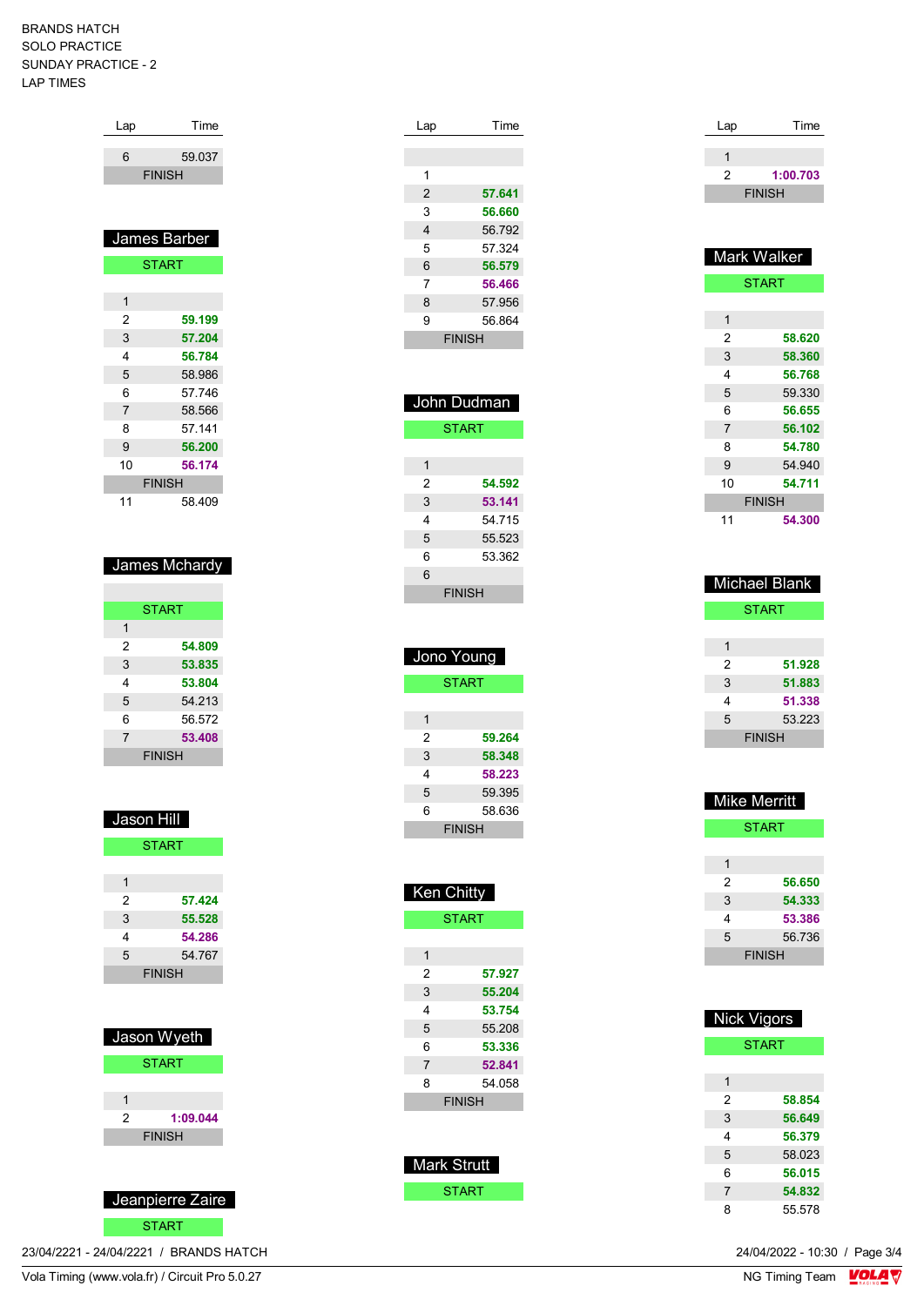BRANDS HATCH
SOLO PRACTICE
SUNDAY PRACTICE - 2
LAP TIMES

| Lap | Time |
|---|---|
| 6 | 59.037 |
| FINISH | |

## James Barber

| Lap | Time |
|---|---|
| START | |
| 1 | |
| 2 | 59.199 |
| 3 | 57.204 |
| 4 | 56.784 |
| 5 | 58.986 |
| 6 | 57.746 |
| 7 | 58.566 |
| 8 | 57.141 |
| 9 | 56.200 |
| 10 | 56.174 |
| FINISH | |
| 11 | 58.409 |

## James Mchardy

| Lap | Time |
|---|---|
| START | |
| 1 | |
| 2 | 54.809 |
| 3 | 53.835 |
| 4 | 53.804 |
| 5 | 54.213 |
| 6 | 56.572 |
| 7 | 53.408 |
| FINISH | |

## Jason Hill

| Lap | Time |
|---|---|
| START | |
| 1 | |
| 2 | 57.424 |
| 3 | 55.528 |
| 4 | 54.286 |
| 5 | 54.767 |
| FINISH | |

## Jason Wyeth

| Lap | Time |
|---|---|
| START | |
| 1 | |
| 2 | 1:09.044 |
| FINISH | |

## Jeanpierre Zaire

| Lap | Time |
|---|---|
| START | |

| Lap | Time |
|---|---|
| 1 | |
| 2 | 57.641 |
| 3 | 56.660 |
| 4 | 56.792 |
| 5 | 57.324 |
| 6 | 56.579 |
| 7 | 56.466 |
| 8 | 57.956 |
| 9 | 56.864 |
| FINISH | |

## John Dudman

| Lap | Time |
|---|---|
| START | |
| 1 | |
| 2 | 54.592 |
| 3 | 53.141 |
| 4 | 54.715 |
| 5 | 55.523 |
| 6 | 53.362 |
| 6 | |
| FINISH | |

## Jono Young

| Lap | Time |
|---|---|
| START | |
| 1 | |
| 2 | 59.264 |
| 3 | 58.348 |
| 4 | 58.223 |
| 5 | 59.395 |
| 6 | 58.636 |
| FINISH | |

## Ken Chitty

| Lap | Time |
|---|---|
| START | |
| 1 | |
| 2 | 57.927 |
| 3 | 55.204 |
| 4 | 53.754 |
| 5 | 55.208 |
| 6 | 53.336 |
| 7 | 52.841 |
| 8 | 54.058 |
| FINISH | |

## Mark Strutt

| Lap | Time |
|---|---|
| START | |

| Lap | Time |
|---|---|
| 1 | |
| 2 | 1:00.703 |
| FINISH | |

## Mark Walker

| Lap | Time |
|---|---|
| START | |
| 1 | |
| 2 | 58.620 |
| 3 | 58.360 |
| 4 | 56.768 |
| 5 | 59.330 |
| 6 | 56.655 |
| 7 | 56.102 |
| 8 | 54.780 |
| 9 | 54.940 |
| 10 | 54.711 |
| FINISH | |
| 11 | 54.300 |

## Michael Blank

| Lap | Time |
|---|---|
| START | |
| 1 | |
| 2 | 51.928 |
| 3 | 51.883 |
| 4 | 51.338 |
| 5 | 53.223 |
| FINISH | |

## Mike Merritt

| Lap | Time |
|---|---|
| START | |
| 1 | |
| 2 | 56.650 |
| 3 | 54.333 |
| 4 | 53.386 |
| 5 | 56.736 |
| FINISH | |

## Nick Vigors

| Lap | Time |
|---|---|
| START | |
| 1 | |
| 2 | 58.854 |
| 3 | 56.649 |
| 4 | 56.379 |
| 5 | 58.023 |
| 6 | 56.015 |
| 7 | 54.832 |
| 8 | 55.578 |

23/04/2221 - 24/04/2221 / BRANDS HATCH

24/04/2022 - 10:30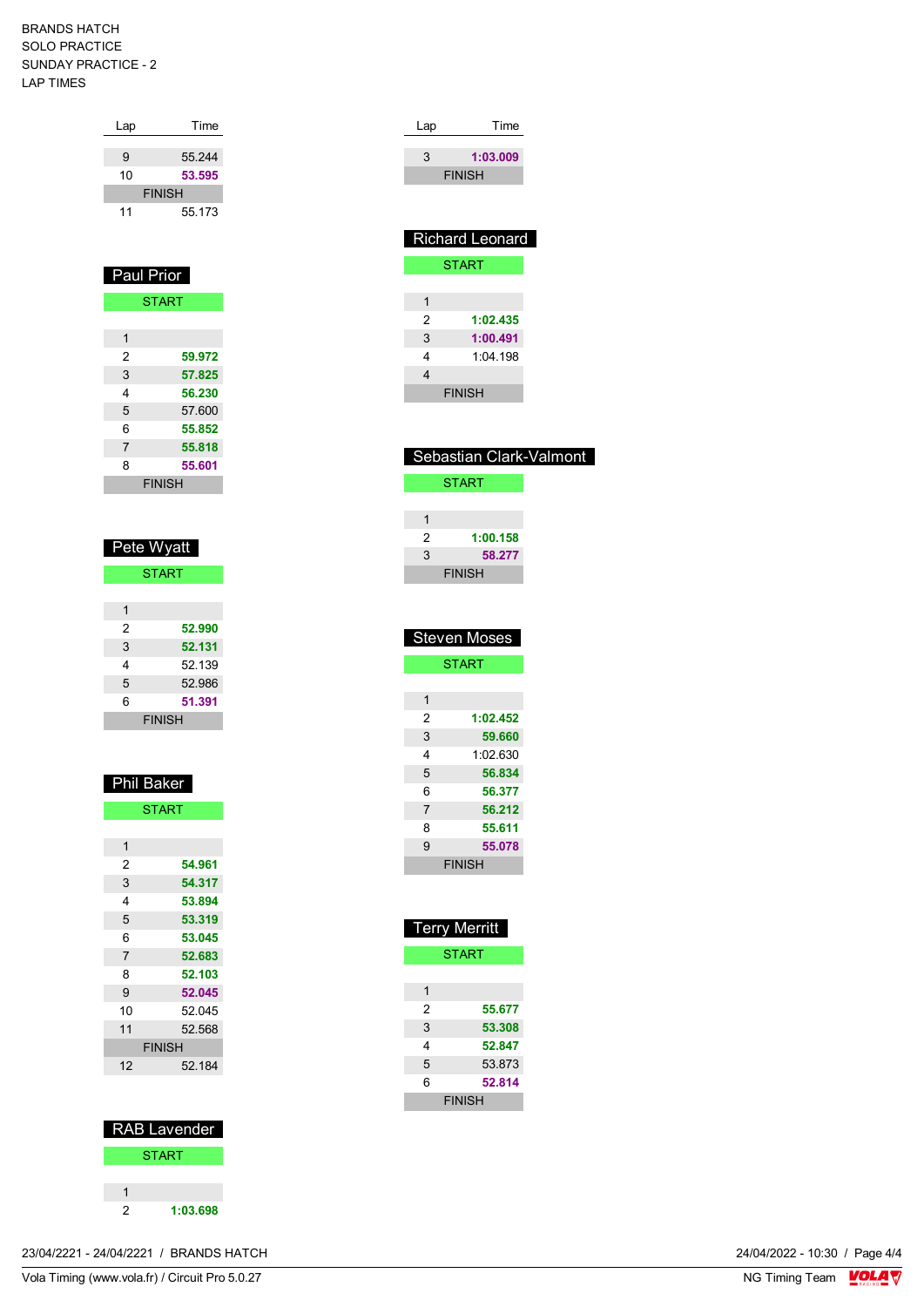BRANDS HATCH
SOLO PRACTICE
SUNDAY PRACTICE - 2
LAP TIMES

| Lap | Time |
|---|---|
| 9 | 55.244 |
| 10 | **53.595** |
| FINISH | |
| 11 | 55.173 |

## Paul Prior

| Lap | Time |
|---|---|
| START | |
| 1 | |
| 2 | **59.972** |
| 3 | **57.825** |
| 4 | **56.230** |
| 5 | 57.600 |
| 6 | **55.852** |
| 7 | **55.818** |
| 8 | **55.601** |
| FINISH | |

## Pete Wyatt

| Lap | Time |
|---|---|
| START | |
| 1 | |
| 2 | **52.990** |
| 3 | **52.131** |
| 4 | 52.139 |
| 5 | 52.986 |
| 6 | **51.391** |
| FINISH | |

## Phil Baker

| Lap | Time |
|---|---|
| START | |
| 1 | |
| 2 | **54.961** |
| 3 | **54.317** |
| 4 | **53.894** |
| 5 | **53.319** |
| 6 | **53.045** |
| 7 | **52.683** |
| 8 | **52.103** |
| 9 | **52.045** |
| 10 | 52.045 |
| 11 | 52.568 |
| FINISH | |
| 12 | 52.184 |

## RAB Lavender

| Lap | Time |
|---|---|
| START | |
| 1 | |
| 2 | **1:03.698** |
| 3 | **1:03.009** |
| FINISH | |

## Richard Leonard

| Lap | Time |
|---|---|
| START | |
| 1 | |
| 2 | **1:02.435** |
| 3 | **1:00.491** |
| 4 | 1:04.198 |
| 4 | |
| FINISH | |

## Sebastian Clark-Valmont

| Lap | Time |
|---|---|
| START | |
| 1 | |
| 2 | **1:00.158** |
| 3 | **58.277** |
| FINISH | |

## Steven Moses

| Lap | Time |
|---|---|
| START | |
| 1 | |
| 2 | **1:02.452** |
| 3 | **59.660** |
| 4 | 1:02.630 |
| 5 | **56.834** |
| 6 | **56.377** |
| 7 | **56.212** |
| 8 | **55.611** |
| 9 | **55.078** |
| FINISH | |

## Terry Merritt

| Lap | Time |
|---|---|
| START | |
| 1 | |
| 2 | **55.677** |
| 3 | **53.308** |
| 4 | **52.847** |
| 5 | 53.873 |
| 6 | **52.814** |
| FINISH | |

23/04/2221 - 24/04/2221 / BRANDS HATCH
24/04/2022 - 10:30
Vola Timing (www.vola.fr) / Circuit Pro 5.0.27
NG Timing Team